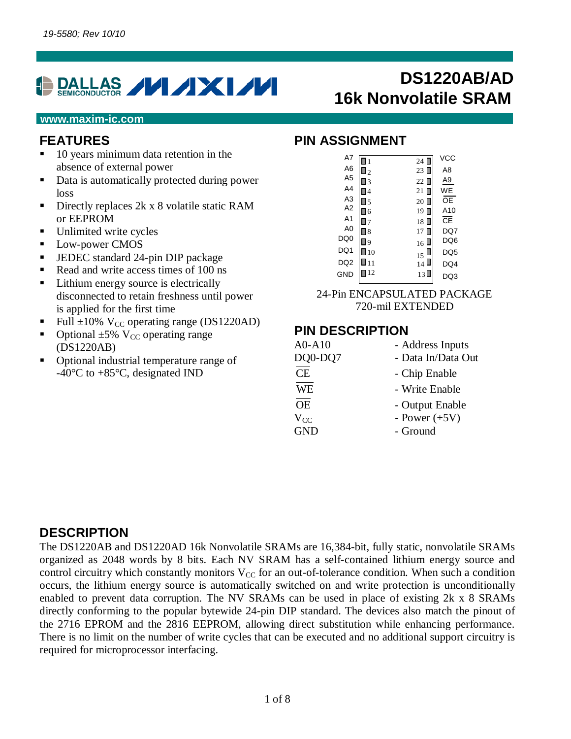19-5580; Rev 10/10

www.maxim-ic.com

# DS1220AB/AD 16k Nonvolatile SRAM

## FEATURES

- 10 years minimum data retention in the absence of external power
- Data is automatically protected during power loss
- Directly replaces 2k x 8 volatile static RAM or EEPROM
- Unlimited write cycles
- Low-power CMOS
- JEDEC standard 24-pin DIP package
- Read and write access times of 100 ns
- Lithium energy source is electrically disconnected to retain freshness until power is applied for the first time
- Full ±10% $V_{CC}$ operating range (DS1220AD)
- Optional ±5% $V_{CC}$ operating range (DS1220AB)
- Optional industrial temperature range of -40°C to +85°C, designated IND

## PIN ASSIGNMENT

| Signal | Pin | Pin | Signal |
|---|---|---|---|
| A7 | 1 | 24 | VCC |
| A6 | 2 | 23 | A8 |
| A5 | 3 | 22 | A9 |
| A4 | 4 | 21 | $\overline{WE}$ |
| A3 | 5 | 20 | $\overline{OE}$ |
| A2 | 6 | 19 | A10 |
| A1 | 7 | 18 | $\overline{CE}$ |
| A0 | 8 | 17 | DQ7 |
| DQ0 | 9 | 16 | DQ6 |
| DQ1 | 10 | 15 | DQ5 |
| DQ2 | 11 | 14 | DQ4 |
| GND | 12 | 13 | DQ3 |

24-Pin ENCAPSULATED PACKAGE
720-mil EXTENDED

## PIN DESCRIPTION

| | |
|---|---|
| A0-A10 | - Address Inputs |
| DQ0-DQ7 | - Data In/Data Out |
| $\overline{CE}$ | - Chip Enable |
| $\overline{WE}$ | - Write Enable |
| $\overline{OE}$ | - Output Enable |
| $V_{CC}$ | - Power (+5V) |
| GND | - Ground |

## DESCRIPTION

The DS1220AB and DS1220AD 16k Nonvolatile SRAMs are 16,384-bit, fully static, nonvolatile SRAMs organized as 2048 words by 8 bits. Each NV SRAM has a self-contained lithium energy source and control circuitry which constantly monitors $V_{CC}$ for an out-of-tolerance condition. When such a condition occurs, the lithium energy source is automatically switched on and write protection is unconditionally enabled to prevent data corruption. The NV SRAMs can be used in place of existing 2k x 8 SRAMs directly conforming to the popular bytewide 24-pin DIP standard. The devices also match the pinout of the 2716 EPROM and the 2816 EEPROM, allowing direct substitution while enhancing performance. There is no limit on the number of write cycles that can be executed and no additional support circuitry is required for microprocessor interfacing.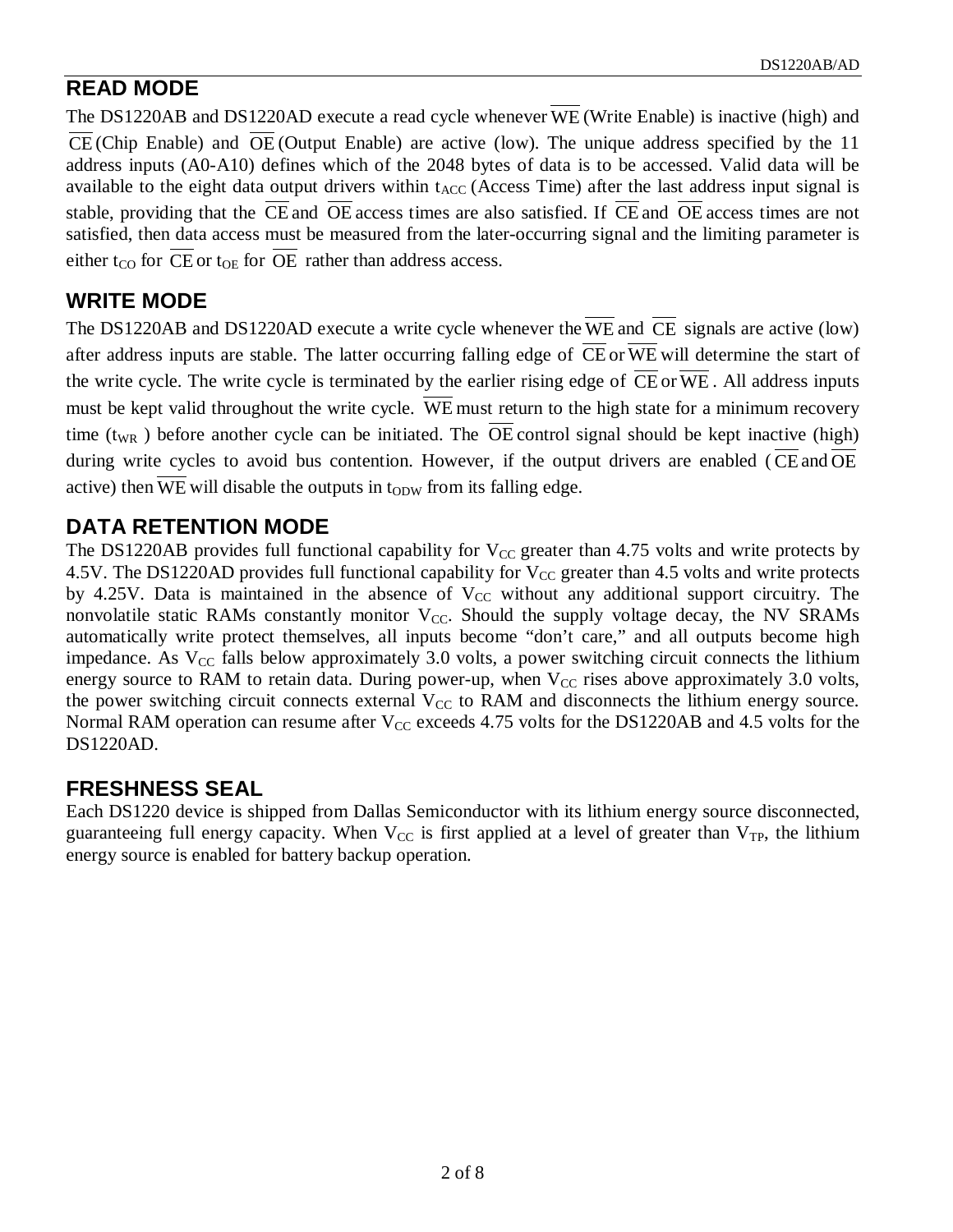## READ MODE

The DS1220AB and DS1220AD execute a read cycle whenever $\overline{WE}$ (Write Enable) is inactive (high) and $\overline{CE}$ (Chip Enable) and $\overline{OE}$ (Output Enable) are active (low). The unique address specified by the 11 address inputs (A0-A10) defines which of the 2048 bytes of data is to be accessed. Valid data will be available to the eight data output drivers within $t_{ACC}$ (Access Time) after the last address input signal is stable, providing that the $\overline{CE}$ and $\overline{OE}$ access times are also satisfied. If $\overline{CE}$ and $\overline{OE}$ access times are not satisfied, then data access must be measured from the later-occurring signal and the limiting parameter is either $t_{CO}$ for $\overline{CE}$ or $t_{OE}$ for $\overline{OE}$ rather than address access.

## WRITE MODE

The DS1220AB and DS1220AD execute a write cycle whenever the $\overline{WE}$ and $\overline{CE}$ signals are active (low) after address inputs are stable. The latter occurring falling edge of $\overline{CE}$ or $\overline{WE}$ will determine the start of the write cycle. The write cycle is terminated by the earlier rising edge of $\overline{CE}$ or $\overline{WE}$. All address inputs must be kept valid throughout the write cycle. $\overline{WE}$ must return to the high state for a minimum recovery time ($t_{WR}$) before another cycle can be initiated. The $\overline{OE}$ control signal should be kept inactive (high) during write cycles to avoid bus contention. However, if the output drivers are enabled ($\overline{CE}$ and $\overline{OE}$ active) then $\overline{WE}$ will disable the outputs in $t_{ODW}$ from its falling edge.

## DATA RETENTION MODE

The DS1220AB provides full functional capability for $V_{CC}$ greater than 4.75 volts and write protects by 4.5V. The DS1220AD provides full functional capability for $V_{CC}$ greater than 4.5 volts and write protects by 4.25V. Data is maintained in the absence of $V_{CC}$ without any additional support circuitry. The nonvolatile static RAMs constantly monitor $V_{CC}$. Should the supply voltage decay, the NV SRAMs automatically write protect themselves, all inputs become "don't care," and all outputs become high impedance. As $V_{CC}$ falls below approximately 3.0 volts, a power switching circuit connects the lithium energy source to RAM to retain data. During power-up, when $V_{CC}$ rises above approximately 3.0 volts, the power switching circuit connects external $V_{CC}$ to RAM and disconnects the lithium energy source. Normal RAM operation can resume after $V_{CC}$ exceeds 4.75 volts for the DS1220AB and 4.5 volts for the DS1220AD.

## FRESHNESS SEAL

Each DS1220 device is shipped from Dallas Semiconductor with its lithium energy source disconnected, guaranteeing full energy capacity. When $V_{CC}$ is first applied at a level of greater than $V_{TP}$, the lithium energy source is enabled for battery backup operation.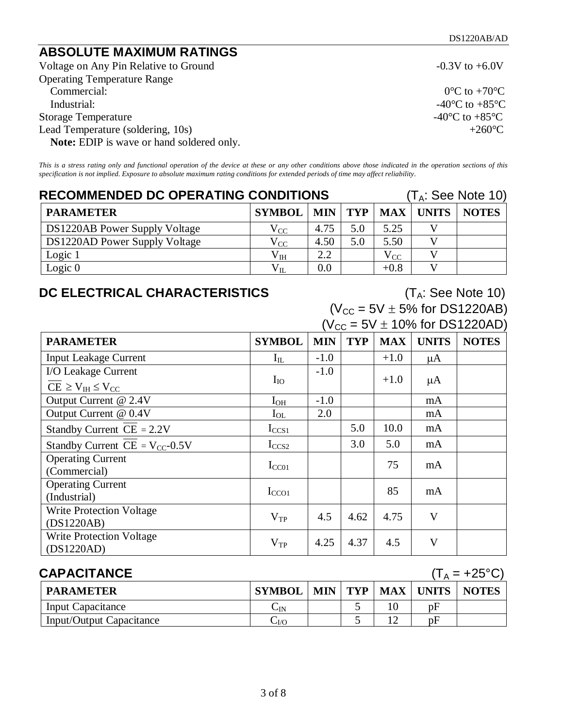## ABSOLUTE MAXIMUM RATINGS

Voltage on Any Pin Relative to Ground: -0.3V to +6.0V

Operating Temperature Range
- Commercial: 0°C to +70°C
- Industrial: -40°C to +85°C

Storage Temperature: -40°C to +85°C

Lead Temperature (soldering, 10s): +260°C

**Note:** EDIP is wave or hand soldered only.

*This is a stress rating only and functional operation of the device at these or any other conditions above those indicated in the operation sections of this specification is not implied. Exposure to absolute maximum rating conditions for extended periods of time may affect reliability.*

## RECOMMENDED DC OPERATING CONDITIONS

($T_A$: See Note 10)

| PARAMETER | SYMBOL | MIN | TYP | MAX | UNITS | NOTES |
|---|---|---|---|---|---|---|
| DS1220AB Power Supply Voltage | $V_{CC}$ | 4.75 | 5.0 | 5.25 | V | |
| DS1220AD Power Supply Voltage | $V_{CC}$ | 4.50 | 5.0 | 5.50 | V | |
| Logic 1 | $V_{IH}$ | 2.2 | | $V_{CC}$ | V | |
| Logic 0 | $V_{IL}$ | 0.0 | | +0.8 | V | |

## DC ELECTRICAL CHARACTERISTICS

($T_A$: See Note 10)
($V_{CC}$ = 5V ± 5% for DS1220AB)
($V_{CC}$ = 5V ± 10% for DS1220AD)

| PARAMETER | SYMBOL | MIN | TYP | MAX | UNITS | NOTES |
|---|---|---|---|---|---|---|
| Input Leakage Current | $I_{IL}$ | -1.0 | | +1.0 | µA | |
| I/O Leakage Current $\overline{CE} \geq V_{IH} \leq V_{CC}$ | $I_{IO}$ | -1.0 | | +1.0 | µA | |
| Output Current @ 2.4V | $I_{OH}$ | -1.0 | | | mA | |
| Output Current @ 0.4V | $I_{OL}$ | 2.0 | | | mA | |
| Standby Current $\overline{CE}$ = 2.2V | $I_{CCS1}$ | | 5.0 | 10.0 | mA | |
| Standby Current $\overline{CE}$ = $V_{CC}$-0.5V | $I_{CCS2}$ | | 3.0 | 5.0 | mA | |
| Operating Current (Commercial) | $I_{CC01}$ | | | 75 | mA | |
| Operating Current (Industrial) | $I_{CCO1}$ | | | 85 | mA | |
| Write Protection Voltage (DS1220AB) | $V_{TP}$ | 4.5 | 4.62 | 4.75 | V | |
| Write Protection Voltage (DS1220AD) | $V_{TP}$ | 4.25 | 4.37 | 4.5 | V | |

## CAPACITANCE

($T_A$ = +25°C)

| PARAMETER | SYMBOL | MIN | TYP | MAX | UNITS | NOTES |
|---|---|---|---|---|---|---|
| Input Capacitance | $C_{IN}$ | | 5 | 10 | pF | |
| Input/Output Capacitance | $C_{I/O}$ | | 5 | 12 | pF | |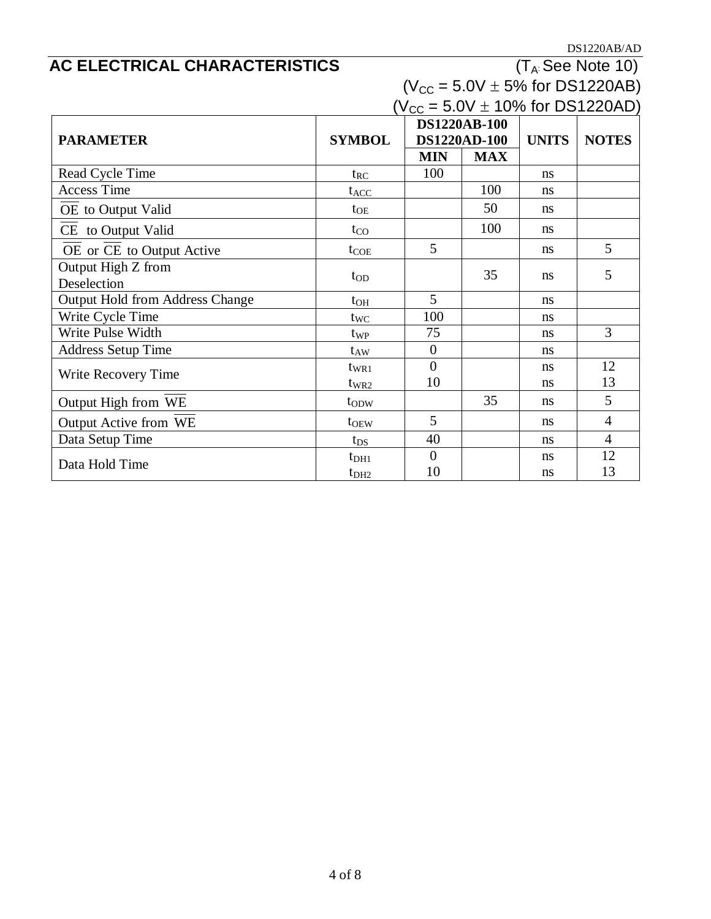## AC ELECTRICAL CHARACTERISTICS

($T_A$: See Note 10)
($V_{CC}$ = 5.0V ± 5% for DS1220AB)
($V_{CC}$ = 5.0V ± 10% for DS1220AD)

| PARAMETER | SYMBOL | DS1220AB-100 DS1220AD-100 | | UNITS | NOTES |
|---|---|---|---|---|---|
| | | MIN | MAX | | |
| Read Cycle Time | $t_{RC}$ | 100 | | ns | |
| Access Time | $t_{ACC}$ | | 100 | ns | |
| $\overline{OE}$ to Output Valid | $t_{OE}$ | | 50 | ns | |
| $\overline{CE}$ to Output Valid | $t_{CO}$ | | 100 | ns | |
| $\overline{OE}$ or $\overline{CE}$ to Output Active | $t_{COE}$ | 5 | | ns | 5 |
| Output High Z from Deselection | $t_{OD}$ | | 35 | ns | 5 |
| Output Hold from Address Change | $t_{OH}$ | 5 | | ns | |
| Write Cycle Time | $t_{WC}$ | 100 | | ns | |
| Write Pulse Width | $t_{WP}$ | 75 | | ns | 3 |
| Address Setup Time | $t_{AW}$ | 0 | | ns | |
| Write Recovery Time | $t_{WR1}$ | 0 | | ns | 12 |
| | $t_{WR2}$ | 10 | | ns | 13 |
| Output High from $\overline{WE}$ | $t_{ODW}$ | | 35 | ns | 5 |
| Output Active from $\overline{WE}$ | $t_{OEW}$ | 5 | | ns | 4 |
| Data Setup Time | $t_{DS}$ | 40 | | ns | 4 |
| Data Hold Time | $t_{DH1}$ | 0 | | ns | 12 |
| | $t_{DH2}$ | 10 | | ns | 13 |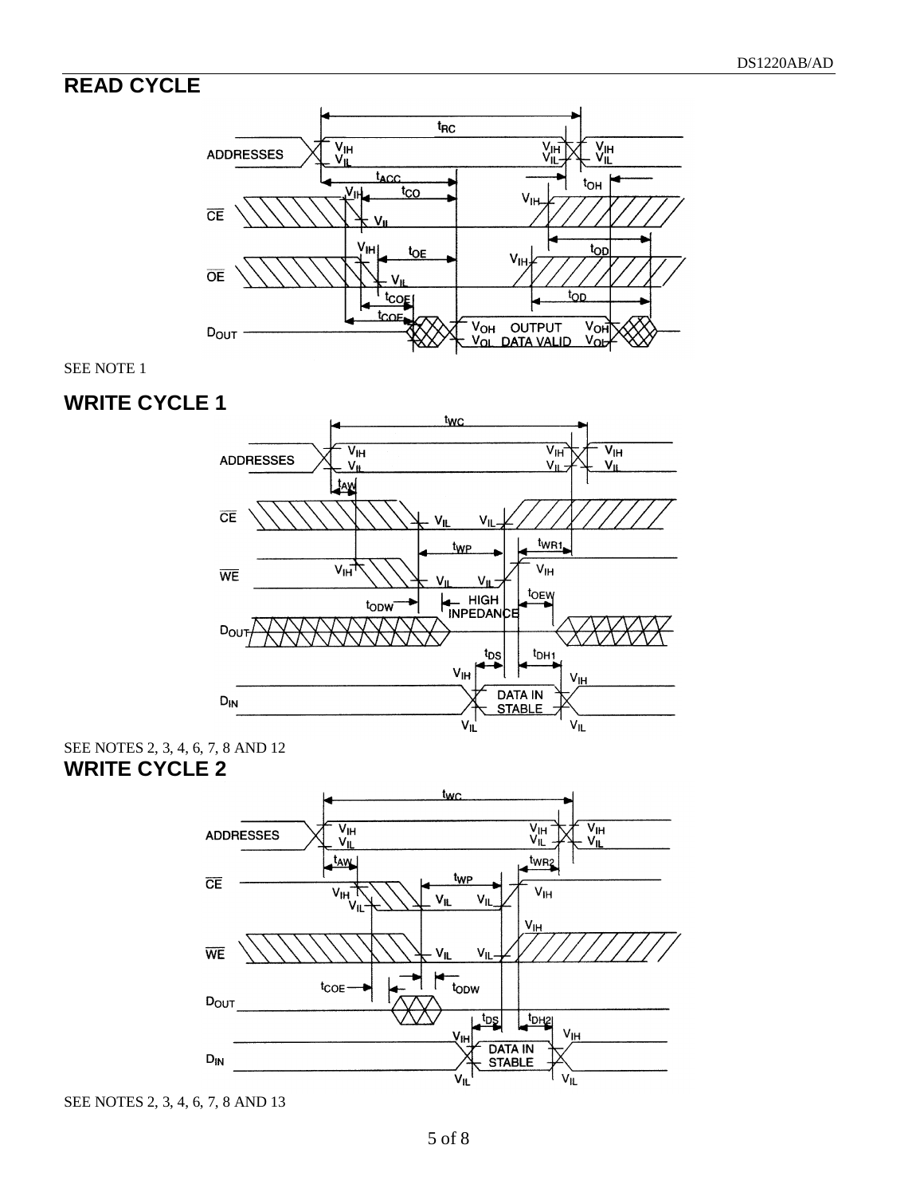## READ CYCLE

SEE NOTE 1

## WRITE CYCLE 1

SEE NOTES 2, 3, 4, 6, 7, 8 AND 12

## WRITE CYCLE 2

SEE NOTES 2, 3, 4, 6, 7, 8 AND 13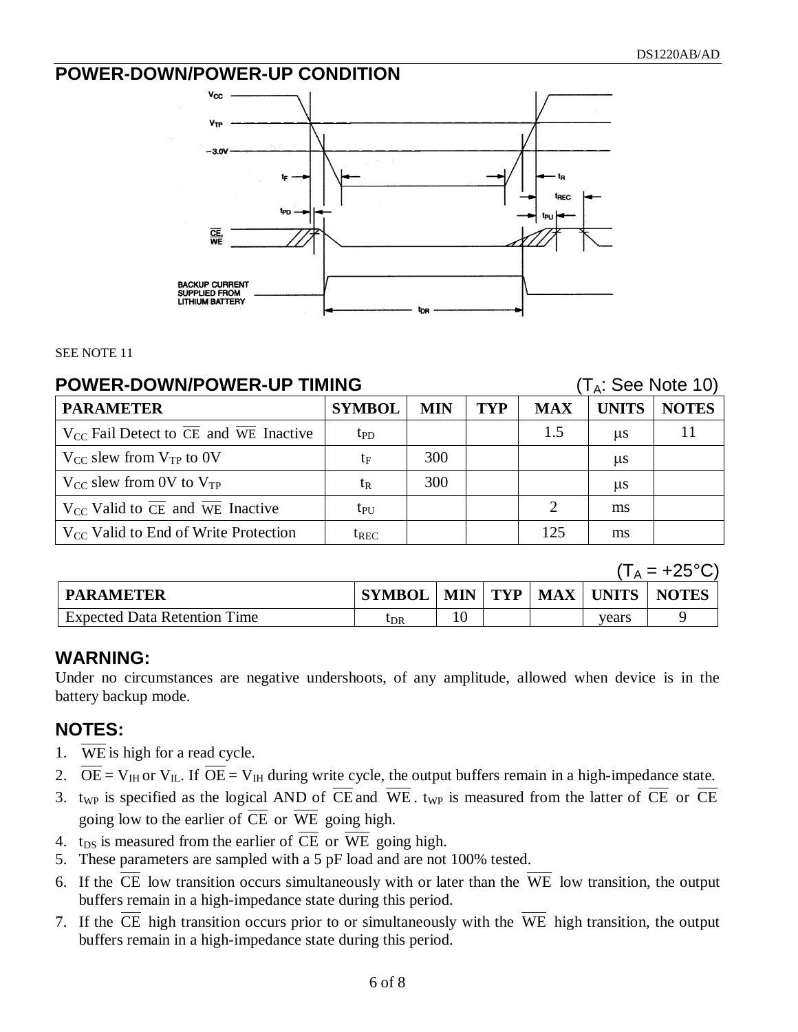## POWER-DOWN/POWER-UP CONDITION

SEE NOTE 11

## POWER-DOWN/POWER-UP TIMING

($T_A$: See Note 10)

| PARAMETER | SYMBOL | MIN | TYP | MAX | UNITS | NOTES |
|---|---|---|---|---|---|---|
| $V_{CC}$ Fail Detect to $\overline{CE}$ and $\overline{WE}$ Inactive | $t_{PD}$ | | | 1.5 | µs | 11 |
| $V_{CC}$ slew from $V_{TP}$ to 0V | $t_F$ | 300 | | | µs | |
| $V_{CC}$ slew from 0V to $V_{TP}$ | $t_R$ | 300 | | | µs | |
| $V_{CC}$ Valid to $\overline{CE}$ and $\overline{WE}$ Inactive | $t_{PU}$ | | | 2 | ms | |
| $V_{CC}$ Valid to End of Write Protection | $t_{REC}$ | | | 125 | ms | |

($T_A$ = +25°C)

| PARAMETER | SYMBOL | MIN | TYP | MAX | UNITS | NOTES |
|---|---|---|---|---|---|---|
| Expected Data Retention Time | $t_{DR}$ | 10 | | | years | 9 |

## WARNING:

Under no circumstances are negative undershoots, of any amplitude, allowed when device is in the battery backup mode.

## NOTES:

1. $\overline{WE}$ is high for a read cycle.
2. $\overline{OE} = V_{IH}$ or $V_{IL}$. If $\overline{OE} = V_{IH}$ during write cycle, the output buffers remain in a high-impedance state.
3. $t_{WP}$ is specified as the logical AND of $\overline{CE}$ and $\overline{WE}$. $t_{WP}$ is measured from the latter of $\overline{CE}$ or $\overline{CE}$ going low to the earlier of $\overline{CE}$ or $\overline{WE}$ going high.
4. $t_{DS}$ is measured from the earlier of $\overline{CE}$ or $\overline{WE}$ going high.
5. These parameters are sampled with a 5 pF load and are not 100% tested.
6. If the $\overline{CE}$ low transition occurs simultaneously with or later than the $\overline{WE}$ low transition, the output buffers remain in a high-impedance state during this period.
7. If the $\overline{CE}$ high transition occurs prior to or simultaneously with the $\overline{WE}$ high transition, the output buffers remain in a high-impedance state during this period.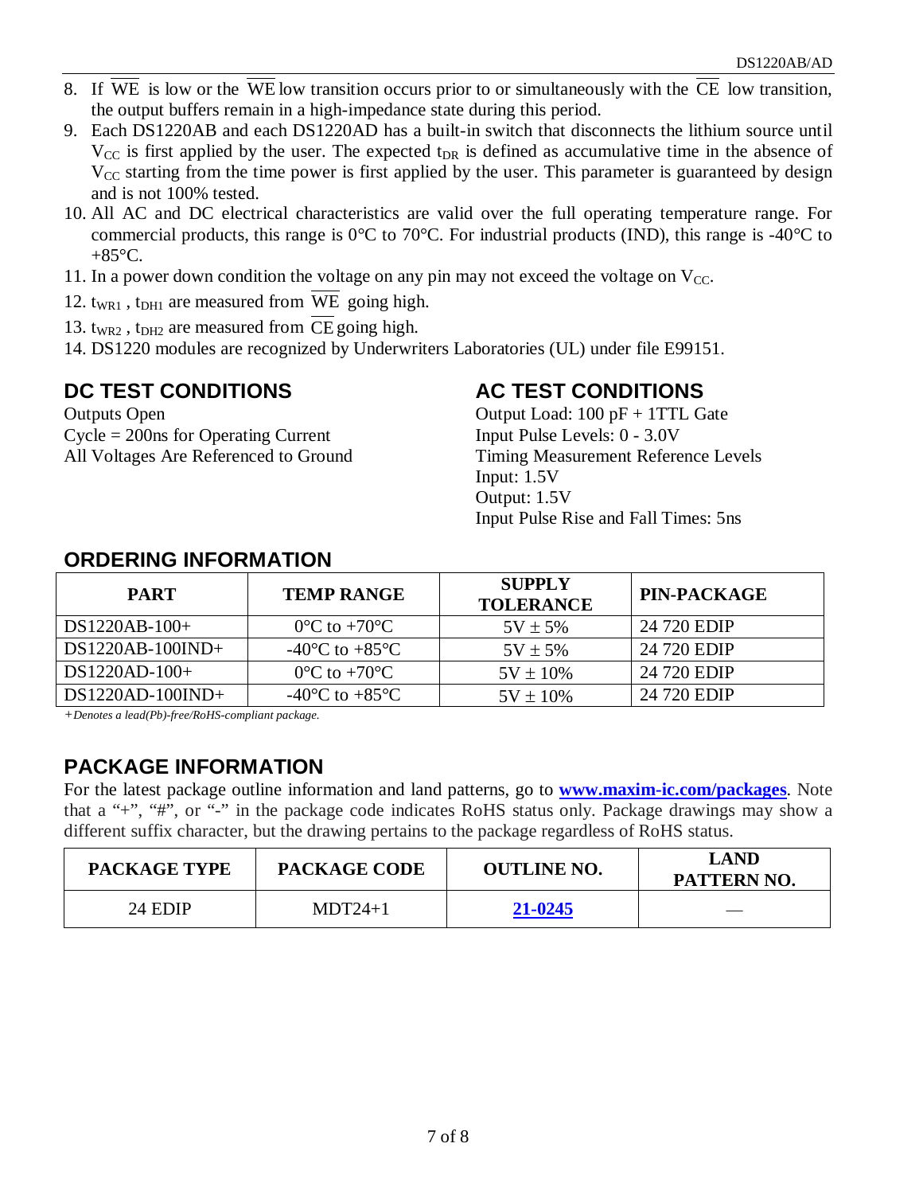8. If $\overline{WE}$ is low or the $\overline{WE}$ low transition occurs prior to or simultaneously with the $\overline{CE}$ low transition, the output buffers remain in a high-impedance state during this period.
9. Each DS1220AB and each DS1220AD has a built-in switch that disconnects the lithium source until $V_{CC}$ is first applied by the user. The expected $t_{DR}$ is defined as accumulative time in the absence of $V_{CC}$ starting from the time power is first applied by the user. This parameter is guaranteed by design and is not 100% tested.
10. All AC and DC electrical characteristics are valid over the full operating temperature range. For commercial products, this range is 0°C to 70°C. For industrial products (IND), this range is -40°C to +85°C.
11. In a power down condition the voltage on any pin may not exceed the voltage on $V_{CC}$.
12. $t_{WR1}$ , $t_{DH1}$ are measured from $\overline{WE}$ going high.
13. $t_{WR2}$ , $t_{DH2}$ are measured from $\overline{CE}$ going high.
14. DS1220 modules are recognized by Underwriters Laboratories (UL) under file E99151.

## DC TEST CONDITIONS

Outputs Open
Cycle = 200ns for Operating Current
All Voltages Are Referenced to Ground

## AC TEST CONDITIONS

Output Load: 100 pF + 1TTL Gate
Input Pulse Levels: 0 - 3.0V
Timing Measurement Reference Levels
Input: 1.5V
Output: 1.5V
Input Pulse Rise and Fall Times: 5ns

## ORDERING INFORMATION

| PART | TEMP RANGE | SUPPLY TOLERANCE | PIN-PACKAGE |
|---|---|---|---|
| DS1220AB-100+ | 0°C to +70°C | 5V ± 5% | 24 720 EDIP |
| DS1220AB-100IND+ | -40°C to +85°C | 5V ± 5% | 24 720 EDIP |
| DS1220AD-100+ | 0°C to +70°C | 5V ± 10% | 24 720 EDIP |
| DS1220AD-100IND+ | -40°C to +85°C | 5V ± 10% | 24 720 EDIP |

*+Denotes a lead(Pb)-free/RoHS-compliant package.*

## PACKAGE INFORMATION

For the latest package outline information and land patterns, go to **www.maxim-ic.com/packages**. Note that a "+", "#", or "-" in the package code indicates RoHS status only. Package drawings may show a different suffix character, but the drawing pertains to the package regardless of RoHS status.

| PACKAGE TYPE | PACKAGE CODE | OUTLINE NO. | LAND PATTERN NO. |
|---|---|---|---|
| 24 EDIP | MDT24+1 | **21-0245** | — |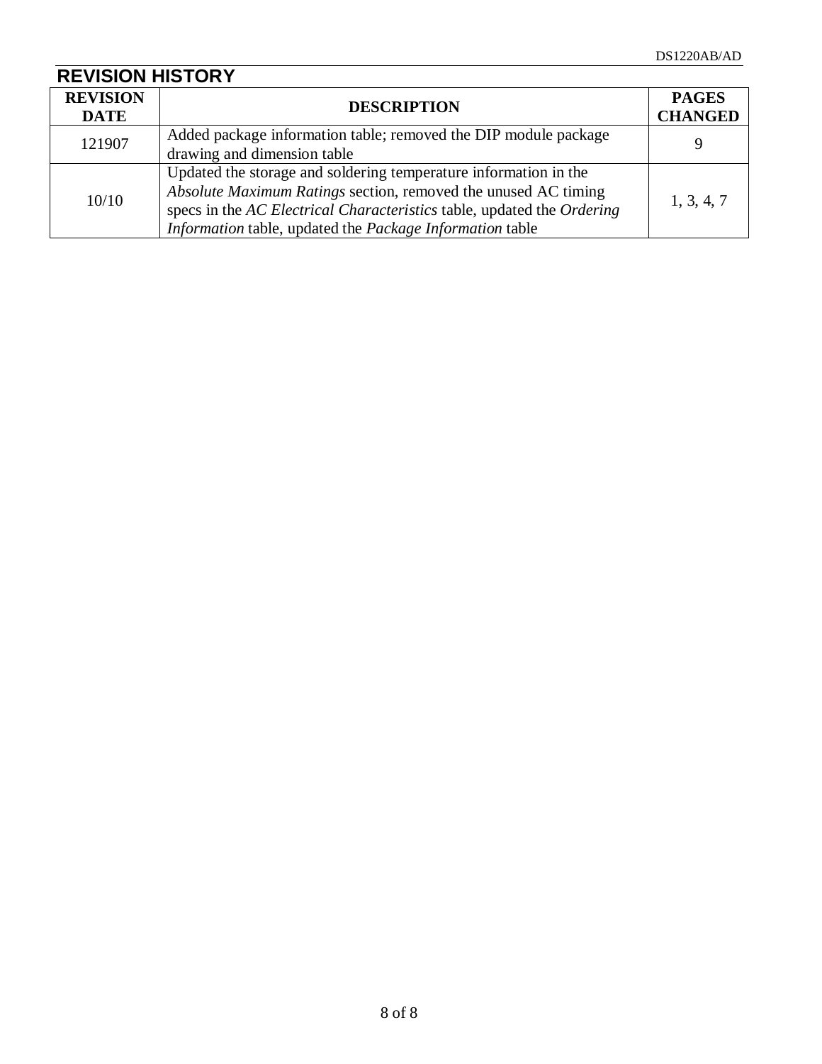## REVISION HISTORY

| REVISION DATE | DESCRIPTION | PAGES CHANGED |
|---|---|---|
| 121907 | Added package information table; removed the DIP module package drawing and dimension table | 9 |
| 10/10 | Updated the storage and soldering temperature information in the *Absolute Maximum Ratings* section, removed the unused AC timing specs in the *AC Electrical Characteristics* table, updated the *Ordering Information* table, updated the *Package Information* table | 1, 3, 4, 7 |